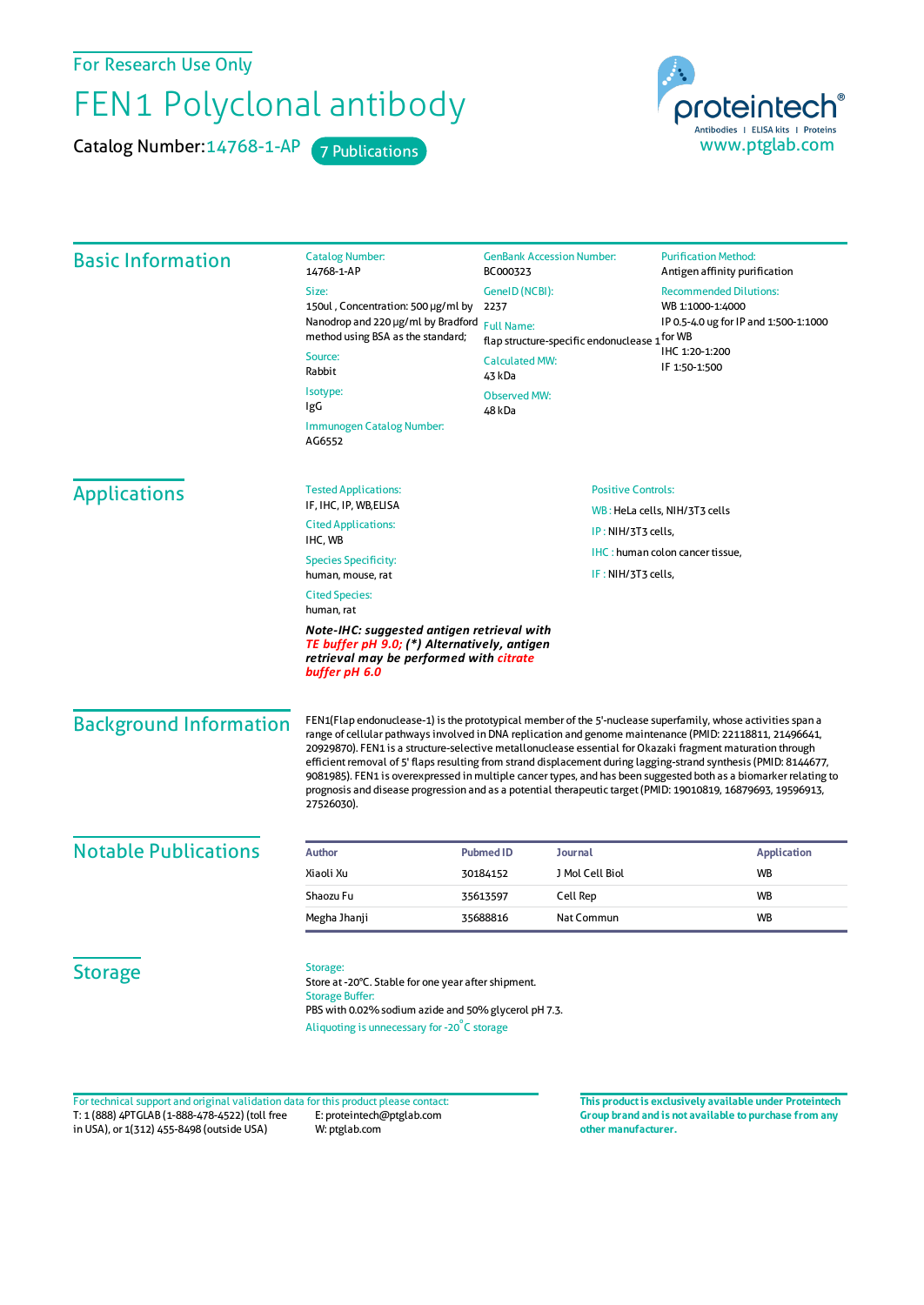For Research Use Only

# FEN1 Polyclonal antibody

Catalog Number: 14768-1-AP    7 Publications

proteintech® Antibodies | ELISA kits | Proteins
www.ptglab.com

## Basic Information

Catalog Number:
14768-1-AP

Size:
150ul , Concentration: 500 μg/ml by Nanodrop and 220 μg/ml by Bradford method using BSA as the standard;

Source:
Rabbit

Isotype:
IgG

Immunogen Catalog Number:
AG6552

GenBank Accession Number:
BC000323

GeneID (NCBI):
2237

Full Name:
flap structure-specific endonuclease 1

Calculated MW:
43 kDa

Observed MW:
48 kDa

Purification Method:
Antigen affinity purification

Recommended Dilutions:
WB 1:1000-1:4000
IP 0.5-4.0 ug for IP and 1:500-1:1000 for WB
IHC 1:20-1:200
IF 1:50-1:500

## Applications

Tested Applications:
IF, IHC, IP, WB,ELISA

Cited Applications:
IHC, WB

Species Specificity:
human, mouse, rat

Cited Species:
human, rat

***Note-IHC: suggested antigen retrieval with TE buffer pH 9.0; (*) Alternatively, antigen retrieval may be performed with citrate buffer pH 6.0***

Positive Controls:

WB : HeLa cells, NIH/3T3 cells

IP : NIH/3T3 cells,

IHC : human colon cancer tissue,

IF : NIH/3T3 cells,

## Background Information

FEN1(Flap endonuclease-1) is the prototypical member of the 5'-nuclease superfamily, whose activities span a range of cellular pathways involved in DNA replication and genome maintenance (PMID: 22118811, 21496641, 20929870). FEN1 is a structure-selective metallonuclease essential for Okazaki fragment maturation through efficient removal of 5' flaps resulting from strand displacement during lagging-strand synthesis (PMID: 8144677, 9081985). FEN1 is overexpressed in multiple cancer types, and has been suggested both as a biomarker relating to prognosis and disease progression and as a potential therapeutic target (PMID: 19010819, 16879693, 19596913, 27526030).

## Notable Publications

| Author | Pubmed ID | Journal | Application |
|---|---|---|---|
| Xiaoli Xu | 30184152 | J Mol Cell Biol | WB |
| Shaozu Fu | 35613597 | Cell Rep | WB |
| Megha Jhanji | 35688816 | Nat Commun | WB |

## Storage

Storage:
Store at -20°C. Stable for one year after shipment.

Storage Buffer:
PBS with 0.02% sodium azide and 50% glycerol pH 7.3.

Aliquoting is unnecessary for -20°C storage

For technical support and original validation data for this product please contact:
T: 1 (888) 4PTGLAB (1-888-478-4522) (toll free in USA), or 1(312) 455-8498 (outside USA)
E: proteintech@ptglab.com
W: ptglab.com

**This product is exclusively available under Proteintech Group brand and is not available to purchase from any other manufacturer.**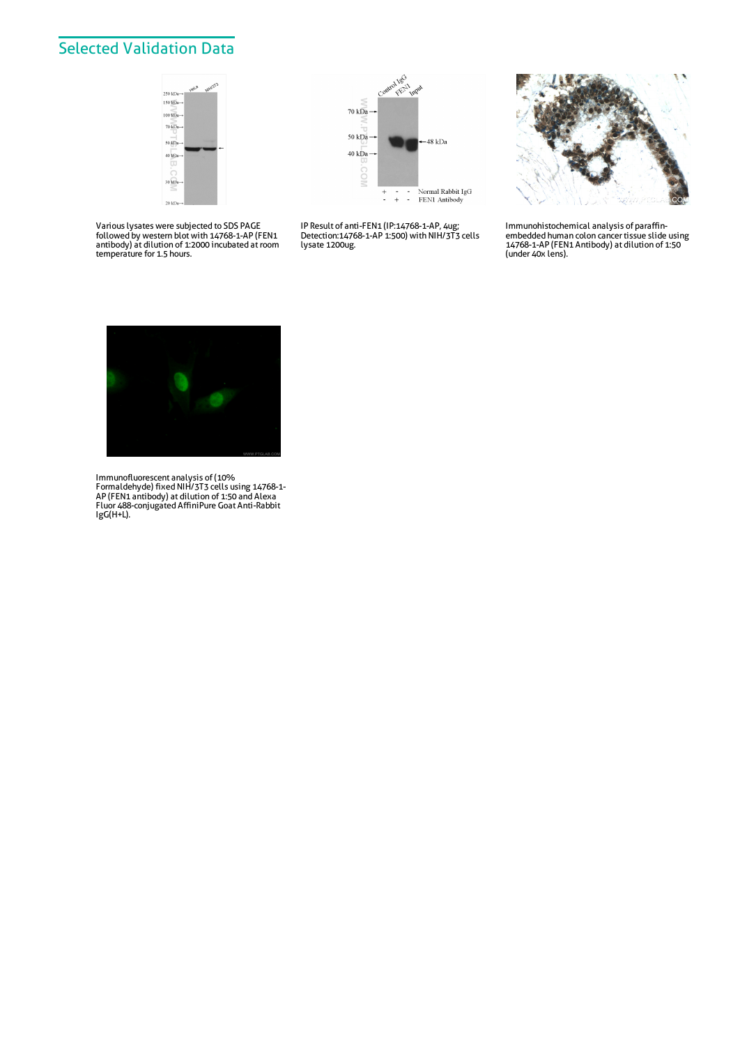## Selected Validation Data

250 kDa→
150 kDa→
100 kDa→
70 kDa→
50 kDa→
40 kDa→
30 kDa→
20 kDa→
HeLa
NIH/3T3
WWW.PTGLAB.COM

Various lysates were subjected to SDS PAGE followed by western blot with 14768-1-AP (FEN1 antibody) at dilution of 1:2000 incubated at room temperature for 1.5 hours.

Control IgG
FEN1
Input
70 kDa
50 kDa
40 kDa
48 kDa
WWW.PTGLAB.COM
+ - - Normal Rabbit IgG
- + - FEN1 Antibody

IP Result of anti-FEN1 (IP:14768-1-AP, 4ug; Detection:14768-1-AP 1:500) with NIH/3T3 cells lysate 1200ug.

WWW.PTGLAB.COM

Immunohistochemical analysis of paraffin-embedded human colon cancer tissue slide using 14768-1-AP (FEN1 Antibody) at dilution of 1:50 (under 40x lens).

WWW.PTGLAB.COM

Immunofluorescent analysis of (10% Formaldehyde) fixed NIH/3T3 cells using 14768-1-AP (FEN1 antibody) at dilution of 1:50 and Alexa Fluor 488-conjugated AffiniPure Goat Anti-Rabbit IgG(H+L).